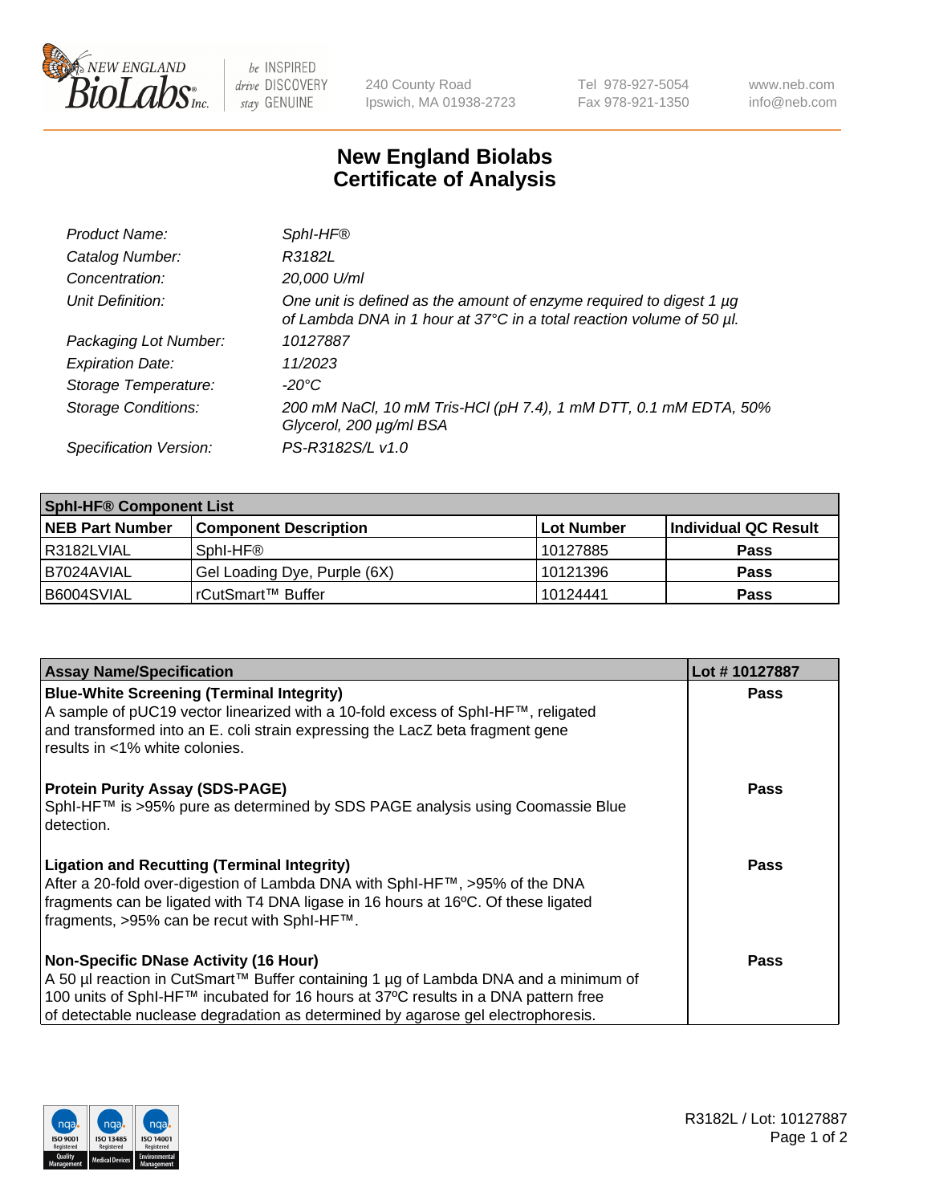# New England Biolabs Certificate of Analysis

| | |
|---|---|
| *Product Name:* | *SphI-HF®* |
| *Catalog Number:* | *R3182L* |
| *Concentration:* | *20,000 U/ml* |
| *Unit Definition:* | *One unit is defined as the amount of enzyme required to digest 1 µg of Lambda DNA in 1 hour at 37°C in a total reaction volume of 50 µl.* |
| *Packaging Lot Number:* | *10127887* |
| *Expiration Date:* | *11/2023* |
| *Storage Temperature:* | *-20°C* |
| *Storage Conditions:* | *200 mM NaCl, 10 mM Tris-HCl (pH 7.4), 1 mM DTT, 0.1 mM EDTA, 50% Glycerol, 200 µg/ml BSA* |
| *Specification Version:* | *PS-R3182S/L v1.0* |

| **SphI-HF® Component List** | | | |
|---|---|---|---|
| **NEB Part Number** | **Component Description** | **Lot Number** | **Individual QC Result** |
| R3182LVIAL | SphI-HF® | 10127885 | **Pass** |
| B7024AVIAL | Gel Loading Dye, Purple (6X) | 10121396 | **Pass** |
| B6004SVIAL | rCutSmart™ Buffer | 10124441 | **Pass** |

| **Assay Name/Specification** | **Lot # 10127887** |
|---|---|
| **Blue-White Screening (Terminal Integrity)**<br>A sample of pUC19 vector linearized with a 10-fold excess of SphI-HF™, religated and transformed into an E. coli strain expressing the LacZ beta fragment gene results in <1% white colonies. | **Pass** |
| **Protein Purity Assay (SDS-PAGE)**<br>SphI-HF™ is >95% pure as determined by SDS PAGE analysis using Coomassie Blue detection. | **Pass** |
| **Ligation and Recutting (Terminal Integrity)**<br>After a 20-fold over-digestion of Lambda DNA with SphI-HF™, >95% of the DNA fragments can be ligated with T4 DNA ligase in 16 hours at 16ºC. Of these ligated fragments, >95% can be recut with SphI-HF™. | **Pass** |
| **Non-Specific DNase Activity (16 Hour)**<br>A 50 µl reaction in CutSmart™ Buffer containing 1 µg of Lambda DNA and a minimum of 100 units of SphI-HF™ incubated for 16 hours at 37ºC results in a DNA pattern free of detectable nuclease degradation as determined by agarose gel electrophoresis. | **Pass** |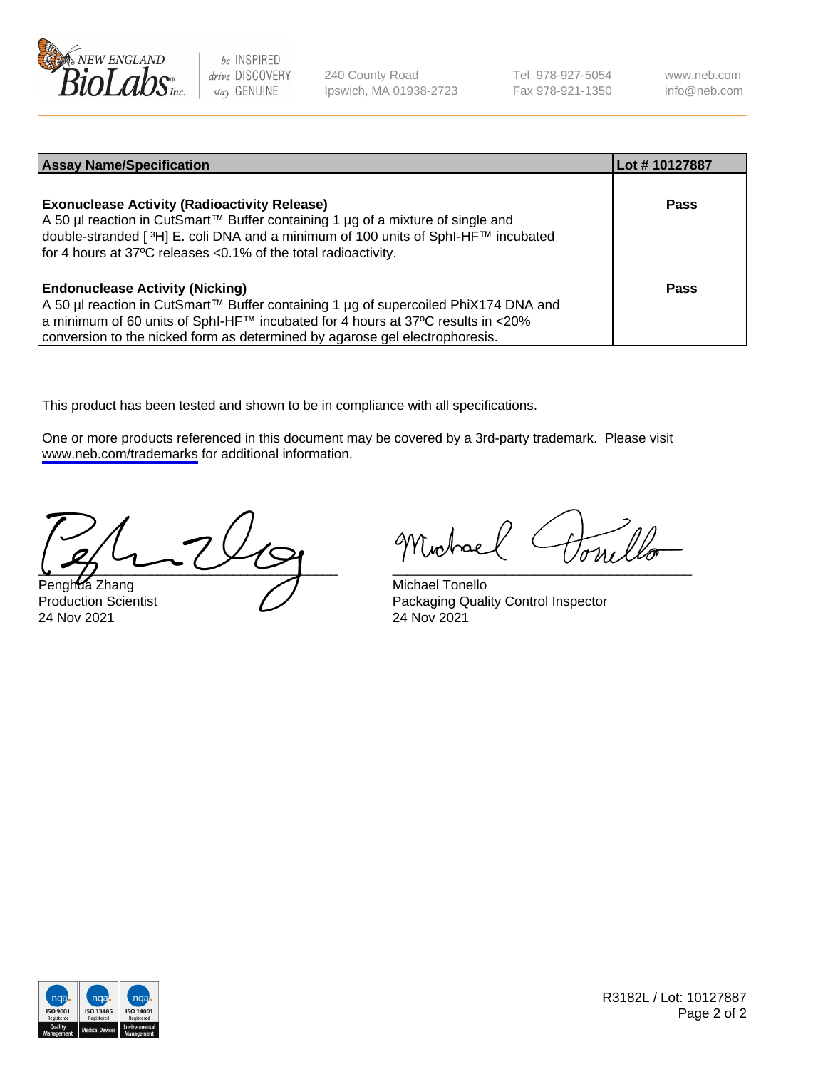| Assay Name/Specification | Lot # 10127887 |
|---|---|
| **Exonuclease Activity (Radioactivity Release)**<br>A 50 µl reaction in CutSmart™ Buffer containing 1 µg of a mixture of single and double-stranded [ $^{3}$H] E. coli DNA and a minimum of 100 units of SphI-HF™ incubated for 4 hours at 37ºC releases <0.1% of the total radioactivity. | Pass |
| **Endonuclease Activity (Nicking)**<br>A 50 µl reaction in CutSmart™ Buffer containing 1 µg of supercoiled PhiX174 DNA and a minimum of 60 units of SphI-HF™ incubated for 4 hours at 37ºC results in <20% conversion to the nicked form as determined by agarose gel electrophoresis. | Pass |

This product has been tested and shown to be in compliance with all specifications.

One or more products referenced in this document may be covered by a 3rd-party trademark. Please visit www.neb.com/trademarks for additional information.

Penghua Zhang
Production Scientist
24 Nov 2021

Michael Tonello
Packaging Quality Control Inspector
24 Nov 2021

R3182L / Lot: 10127887